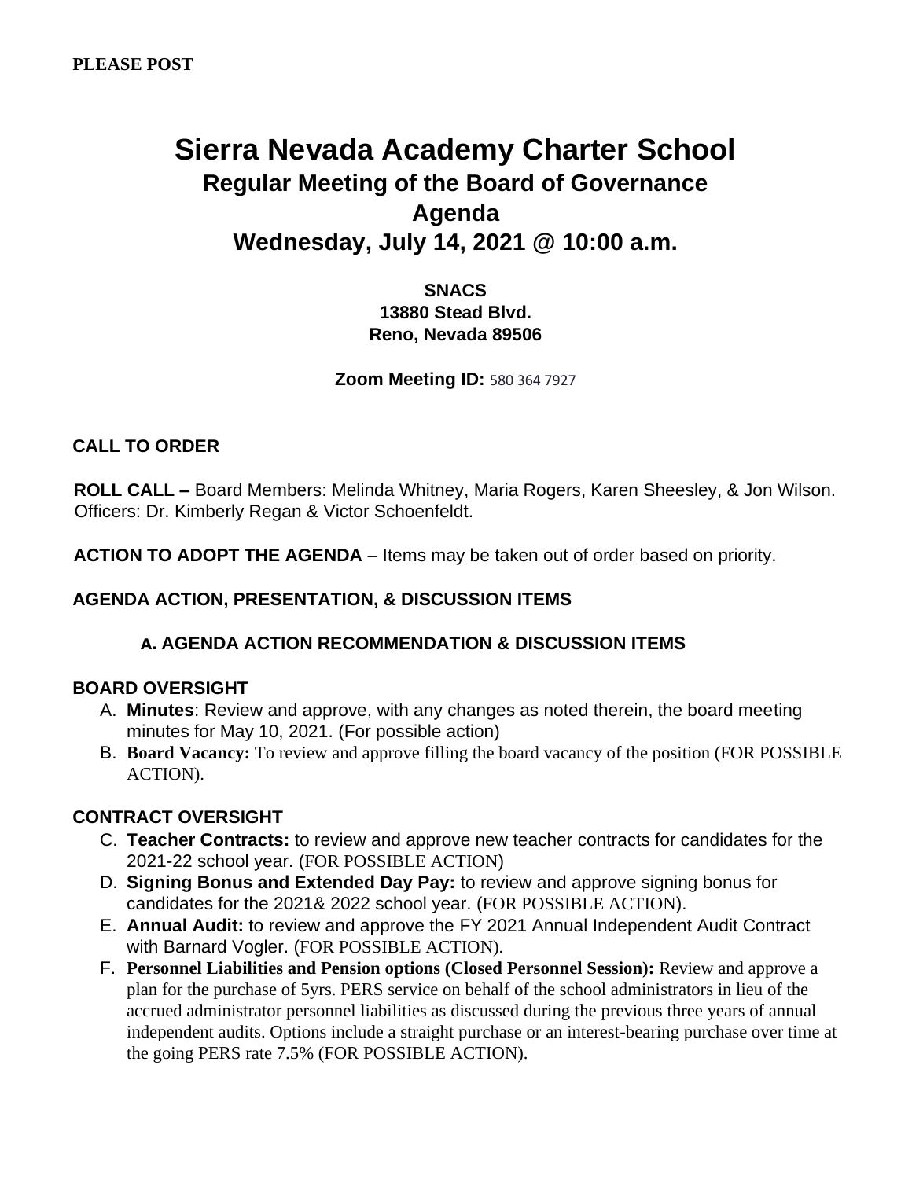**PLEASE POST**

# Sierra Nevada Academy Charter School

## Regular Meeting of the Board of Governance

## Agenda

## Wednesday, July 14, 2021 @ 10:00 a.m.

**SNACS**
**13880 Stead Blvd.**
**Reno, Nevada 89506**

**Zoom Meeting ID:** 580 364 7927

**CALL TO ORDER**

**ROLL CALL –** Board Members: Melinda Whitney, Maria Rogers, Karen Sheesley, & Jon Wilson. Officers: Dr. Kimberly Regan & Victor Schoenfeldt.

**ACTION TO ADOPT THE AGENDA** – Items may be taken out of order based on priority.

**AGENDA ACTION, PRESENTATION, & DISCUSSION ITEMS**

**a. AGENDA ACTION RECOMMENDATION & DISCUSSION ITEMS**

**BOARD OVERSIGHT**

A. **Minutes**: Review and approve, with any changes as noted therein, the board meeting minutes for May 10, 2021. (For possible action)
B. **Board Vacancy:** To review and approve filling the board vacancy of the position (FOR POSSIBLE ACTION).

**CONTRACT OVERSIGHT**

C. **Teacher Contracts:** to review and approve new teacher contracts for candidates for the 2021-22 school year. (FOR POSSIBLE ACTION)
D. **Signing Bonus and Extended Day Pay:** to review and approve signing bonus for candidates for the 2021& 2022 school year. (FOR POSSIBLE ACTION).
E. **Annual Audit:** to review and approve the FY 2021 Annual Independent Audit Contract with Barnard Vogler. (FOR POSSIBLE ACTION).
F. **Personnel Liabilities and Pension options (Closed Personnel Session):** Review and approve a plan for the purchase of 5yrs. PERS service on behalf of the school administrators in lieu of the accrued administrator personnel liabilities as discussed during the previous three years of annual independent audits. Options include a straight purchase or an interest-bearing purchase over time at the going PERS rate 7.5% (FOR POSSIBLE ACTION).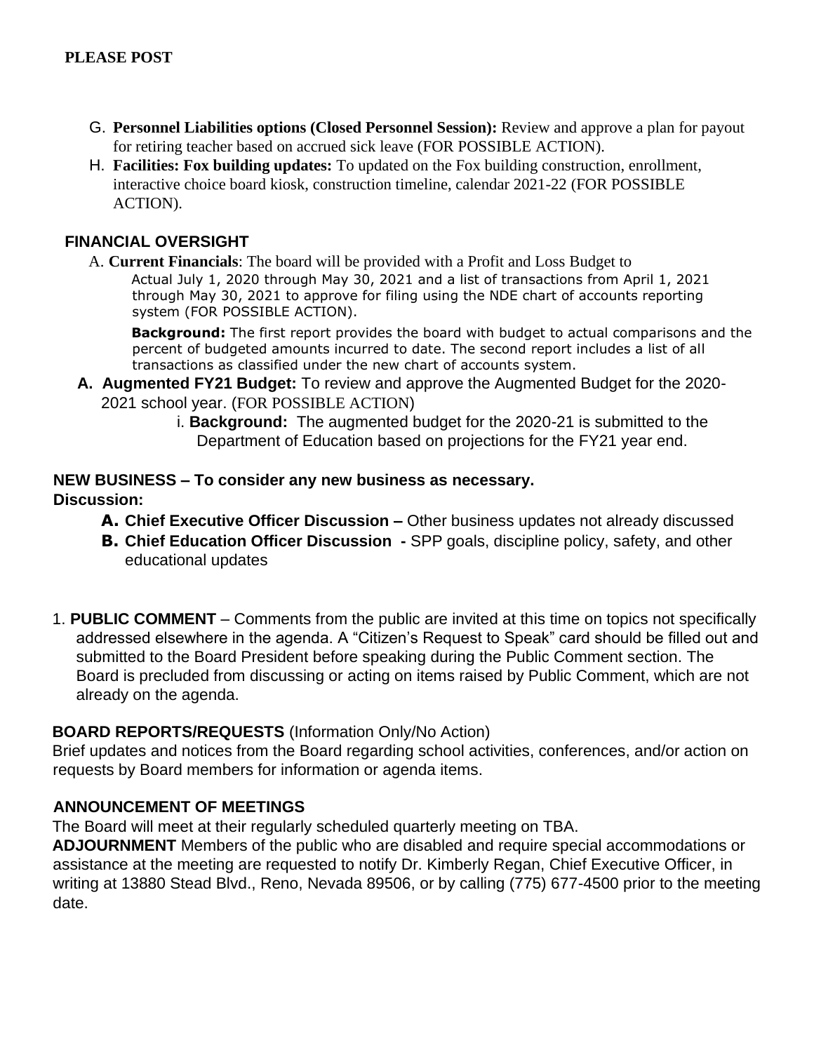**PLEASE POST**

G. **Personnel Liabilities options (Closed Personnel Session):** Review and approve a plan for payout for retiring teacher based on accrued sick leave (FOR POSSIBLE ACTION).

H. **Facilities: Fox building updates:** To updated on the Fox building construction, enrollment, interactive choice board kiosk, construction timeline, calendar 2021-22 (FOR POSSIBLE ACTION).

## FINANCIAL OVERSIGHT

A. **Current Financials**: The board will be provided with a Profit and Loss Budget to Actual July 1, 2020 through May 30, 2021 and a list of transactions from April 1, 2021 through May 30, 2021 to approve for filing using the NDE chart of accounts reporting system (FOR POSSIBLE ACTION).

**Background:** The first report provides the board with budget to actual comparisons and the percent of budgeted amounts incurred to date. The second report includes a list of all transactions as classified under the new chart of accounts system.

**A. Augmented FY21 Budget:** To review and approve the Augmented Budget for the 2020-2021 school year. (FOR POSSIBLE ACTION)

i. **Background:** The augmented budget for the 2020-21 is submitted to the Department of Education based on projections for the FY21 year end.

## NEW BUSINESS – To consider any new business as necessary.

**Discussion:**

**A. Chief Executive Officer Discussion –** Other business updates not already discussed

**B. Chief Education Officer Discussion -** SPP goals, discipline policy, safety, and other educational updates

1. **PUBLIC COMMENT** – Comments from the public are invited at this time on topics not specifically addressed elsewhere in the agenda. A "Citizen's Request to Speak" card should be filled out and submitted to the Board President before speaking during the Public Comment section. The Board is precluded from discussing or acting on items raised by Public Comment, which are not already on the agenda.

**BOARD REPORTS/REQUESTS** (Information Only/No Action)

Brief updates and notices from the Board regarding school activities, conferences, and/or action on requests by Board members for information or agenda items.

**ANNOUNCEMENT OF MEETINGS**

The Board will meet at their regularly scheduled quarterly meeting on TBA.

**ADJOURNMENT** Members of the public who are disabled and require special accommodations or assistance at the meeting are requested to notify Dr. Kimberly Regan, Chief Executive Officer, in writing at 13880 Stead Blvd., Reno, Nevada 89506, or by calling (775) 677-4500 prior to the meeting date.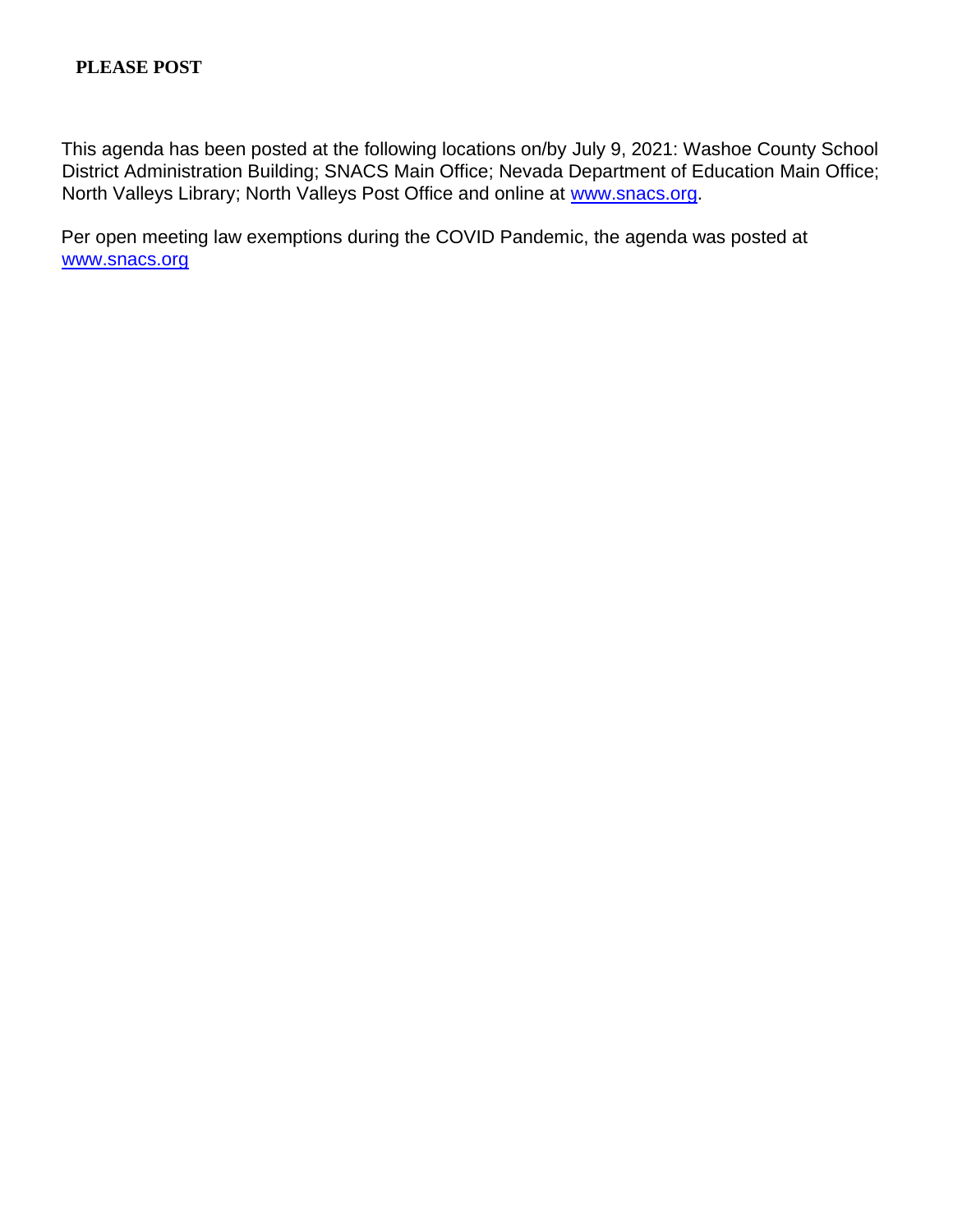**PLEASE POST**

This agenda has been posted at the following locations on/by July 9, 2021: Washoe County School District Administration Building; SNACS Main Office; Nevada Department of Education Main Office; North Valleys Library; North Valleys Post Office and online at www.snacs.org.

Per open meeting law exemptions during the COVID Pandemic, the agenda was posted at www.snacs.org